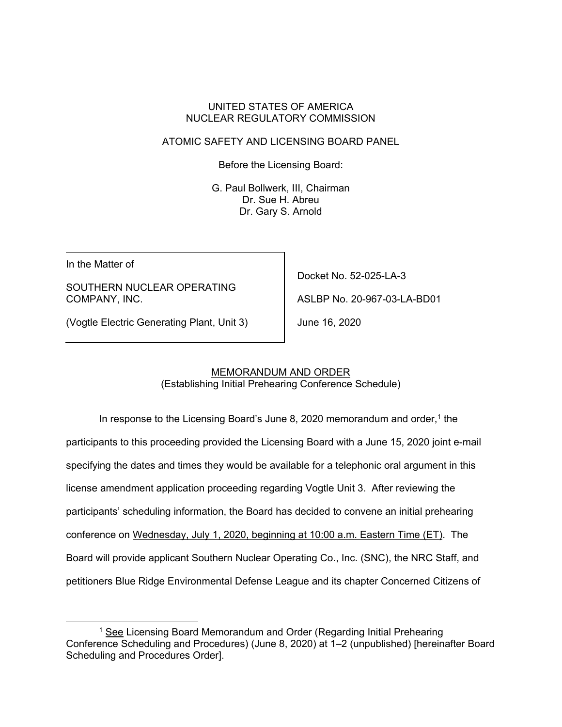UNITED STATES OF AMERICA
NUCLEAR REGULATORY COMMISSION

ATOMIC SAFETY AND LICENSING BOARD PANEL

Before the Licensing Board:

G. Paul Bollwerk, III, Chairman
Dr. Sue H. Abreu
Dr. Gary S. Arnold

| | |
|---|---|
| In the Matter of | |
| SOUTHERN NUCLEAR OPERATING COMPANY, INC. | Docket No. 52-025-LA-3 |
| | ASLBP No. 20-967-03-LA-BD01 |
| (Vogtle Electric Generating Plant, Unit 3) | June 16, 2020 |

MEMORANDUM AND ORDER
(Establishing Initial Prehearing Conference Schedule)

In response to the Licensing Board's June 8, 2020 memorandum and order,[1] the participants to this proceeding provided the Licensing Board with a June 15, 2020 joint e-mail specifying the dates and times they would be available for a telephonic oral argument in this license amendment application proceeding regarding Vogtle Unit 3. After reviewing the participants' scheduling information, the Board has decided to convene an initial prehearing conference on Wednesday, July 1, 2020, beginning at 10:00 a.m. Eastern Time (ET). The Board will provide applicant Southern Nuclear Operating Co., Inc. (SNC), the NRC Staff, and petitioners Blue Ridge Environmental Defense League and its chapter Concerned Citizens of

[1] See Licensing Board Memorandum and Order (Regarding Initial Prehearing Conference Scheduling and Procedures) (June 8, 2020) at 1–2 (unpublished) [hereinafter Board Scheduling and Procedures Order].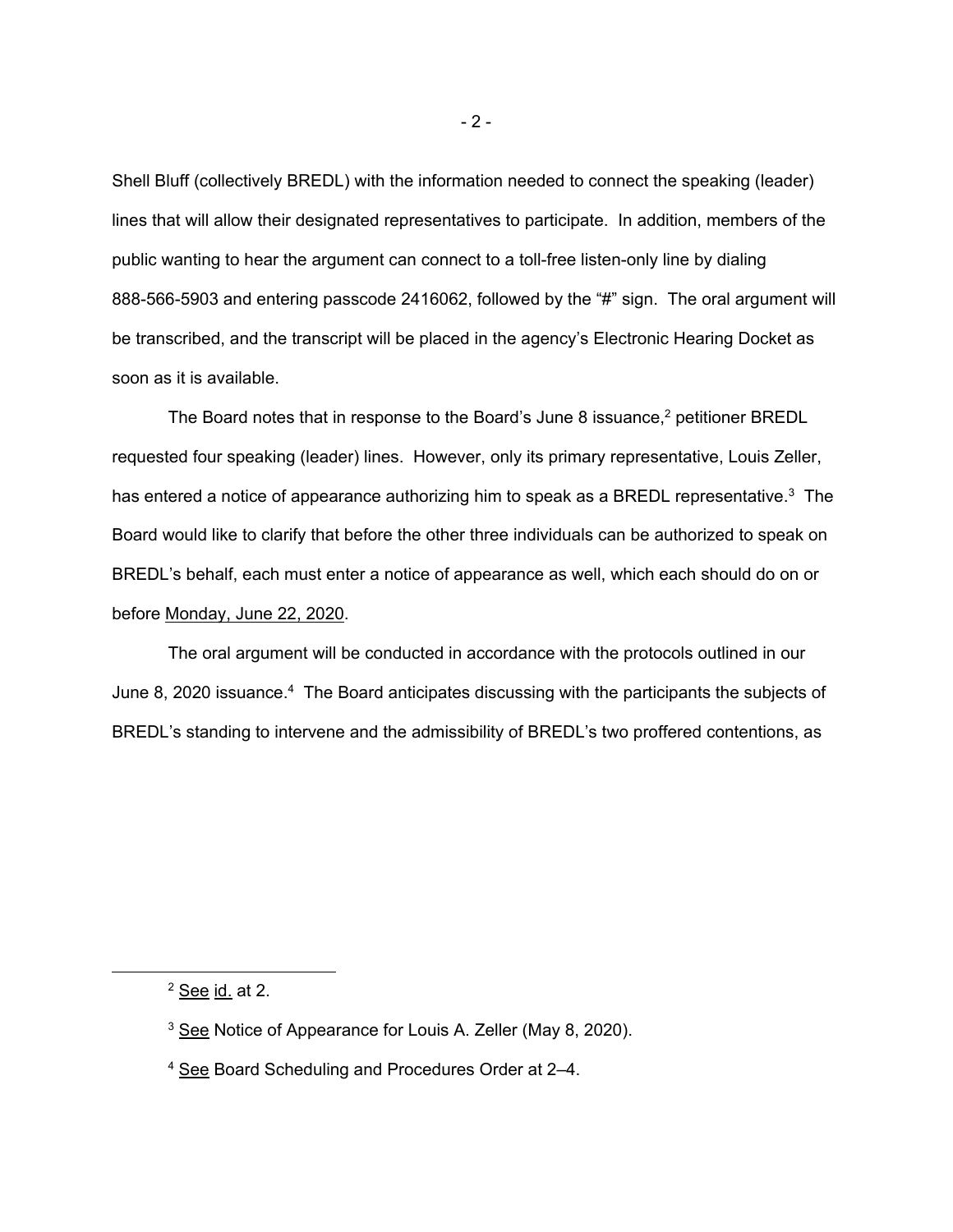Shell Bluff (collectively BREDL) with the information needed to connect the speaking (leader) lines that will allow their designated representatives to participate. In addition, members of the public wanting to hear the argument can connect to a toll-free listen-only line by dialing 888-566-5903 and entering passcode 2416062, followed by the "#" sign. The oral argument will be transcribed, and the transcript will be placed in the agency's Electronic Hearing Docket as soon as it is available.

The Board notes that in response to the Board's June 8 issuance,[2] petitioner BREDL requested four speaking (leader) lines. However, only its primary representative, Louis Zeller, has entered a notice of appearance authorizing him to speak as a BREDL representative.[3] The Board would like to clarify that before the other three individuals can be authorized to speak on BREDL's behalf, each must enter a notice of appearance as well, which each should do on or before <u>Monday, June 22, 2020</u>.

The oral argument will be conducted in accordance with the protocols outlined in our June 8, 2020 issuance.[4] The Board anticipates discussing with the participants the subjects of BREDL's standing to intervene and the admissibility of BREDL's two proffered contentions, as

---

[2] <u>See</u> <u>id.</u> at 2.

[3] <u>See</u> Notice of Appearance for Louis A. Zeller (May 8, 2020).

[4] <u>See</u> Board Scheduling and Procedures Order at 2–4.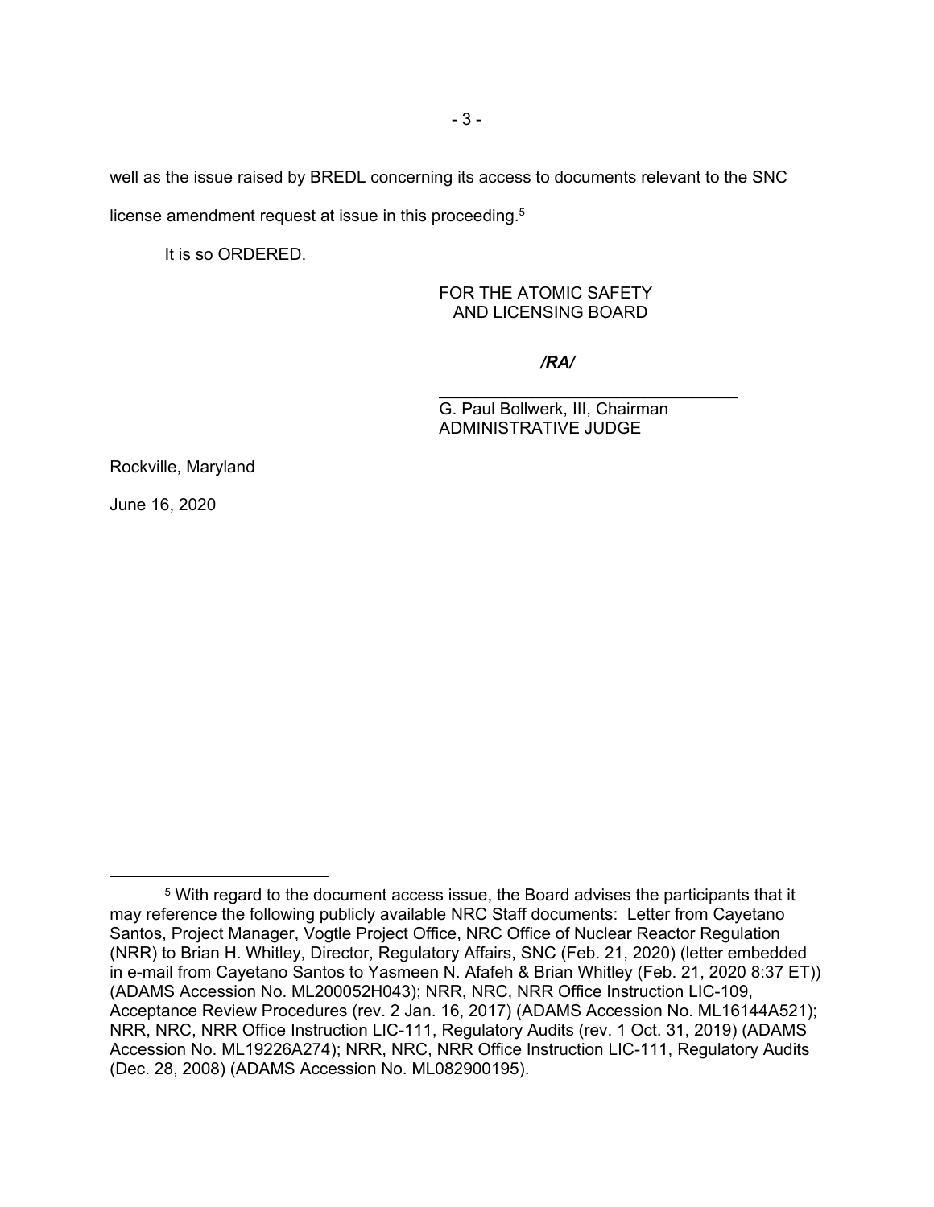well as the issue raised by BREDL concerning its access to documents relevant to the SNC license amendment request at issue in this proceeding.[5]

It is so ORDERED.

FOR THE ATOMIC SAFETY
AND LICENSING BOARD

*/RA/*

G. Paul Bollwerk, III, Chairman
ADMINISTRATIVE JUDGE

Rockville, Maryland

June 16, 2020

---

[5] With regard to the document access issue, the Board advises the participants that it may reference the following publicly available NRC Staff documents: Letter from Cayetano Santos, Project Manager, Vogtle Project Office, NRC Office of Nuclear Reactor Regulation (NRR) to Brian H. Whitley, Director, Regulatory Affairs, SNC (Feb. 21, 2020) (letter embedded in e-mail from Cayetano Santos to Yasmeen N. Afafeh & Brian Whitley (Feb. 21, 2020 8:37 ET)) (ADAMS Accession No. ML200052H043); NRR, NRC, NRR Office Instruction LIC-109, Acceptance Review Procedures (rev. 2 Jan. 16, 2017) (ADAMS Accession No. ML16144A521); NRR, NRC, NRR Office Instruction LIC-111, Regulatory Audits (rev. 1 Oct. 31, 2019) (ADAMS Accession No. ML19226A274); NRR, NRC, NRR Office Instruction LIC-111, Regulatory Audits (Dec. 28, 2008) (ADAMS Accession No. ML082900195).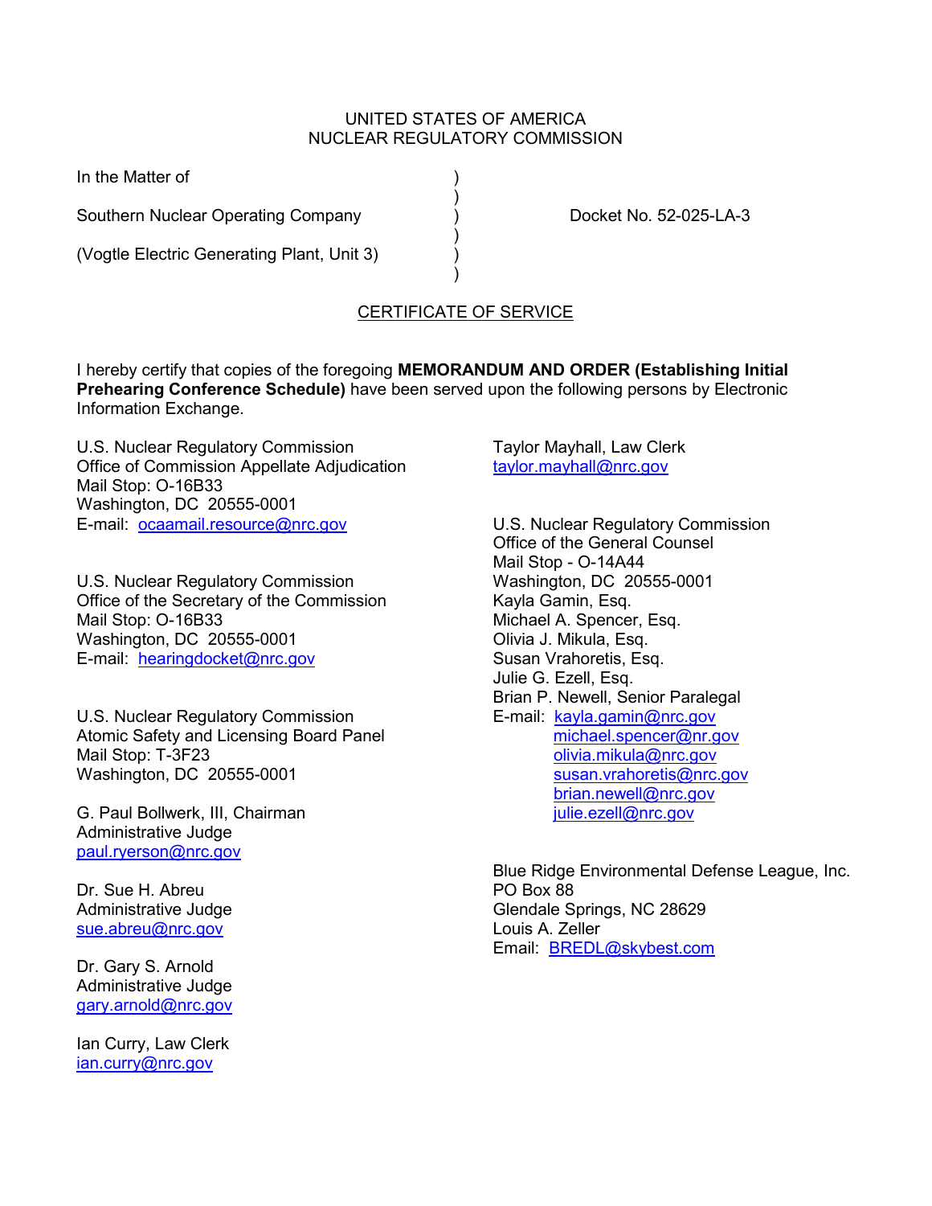UNITED STATES OF AMERICA
NUCLEAR REGULATORY COMMISSION

In the Matter of )
 )
Southern Nuclear Operating Company ) Docket No. 52-025-LA-3
 )
(Vogtle Electric Generating Plant, Unit 3) )
 )

CERTIFICATE OF SERVICE

I hereby certify that copies of the foregoing **MEMORANDUM AND ORDER (Establishing Initial Prehearing Conference Schedule)** have been served upon the following persons by Electronic Information Exchange.

U.S. Nuclear Regulatory Commission
Office of Commission Appellate Adjudication
Mail Stop: O-16B33
Washington, DC 20555-0001
E-mail: ocaamail.resource@nrc.gov

U.S. Nuclear Regulatory Commission
Office of the Secretary of the Commission
Mail Stop: O-16B33
Washington, DC 20555-0001
E-mail: hearingdocket@nrc.gov

U.S. Nuclear Regulatory Commission
Atomic Safety and Licensing Board Panel
Mail Stop: T-3F23
Washington, DC 20555-0001

G. Paul Bollwerk, III, Chairman
Administrative Judge
paul.ryerson@nrc.gov

Dr. Sue H. Abreu
Administrative Judge
sue.abreu@nrc.gov

Dr. Gary S. Arnold
Administrative Judge
gary.arnold@nrc.gov

Ian Curry, Law Clerk
ian.curry@nrc.gov

Taylor Mayhall, Law Clerk
taylor.mayhall@nrc.gov

U.S. Nuclear Regulatory Commission
Office of the General Counsel
Mail Stop - O-14A44
Washington, DC 20555-0001
Kayla Gamin, Esq.
Michael A. Spencer, Esq.
Olivia J. Mikula, Esq.
Susan Vrahoretis, Esq.
Julie G. Ezell, Esq.
Brian P. Newell, Senior Paralegal
E-mail: kayla.gamin@nrc.gov
michael.spencer@nr.gov
olivia.mikula@nrc.gov
susan.vrahoretis@nrc.gov
brian.newell@nrc.gov
julie.ezell@nrc.gov

Blue Ridge Environmental Defense League, Inc.
PO Box 88
Glendale Springs, NC 28629
Louis A. Zeller
Email: BREDL@skybest.com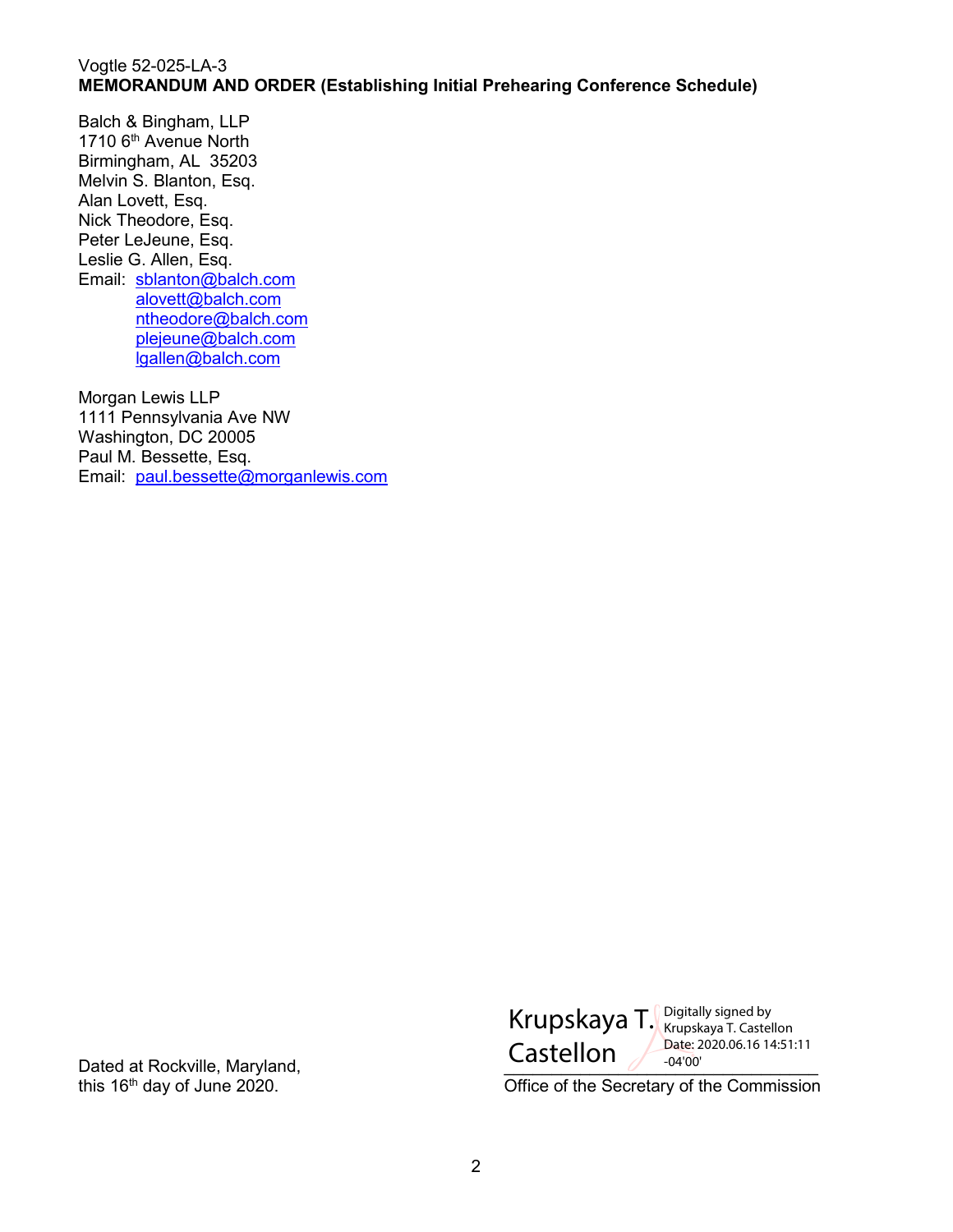Vogtle 52-025-LA-3
**MEMORANDUM AND ORDER (Establishing Initial Prehearing Conference Schedule)**

Balch & Bingham, LLP
1710 6th Avenue North
Birmingham, AL 35203
Melvin S. Blanton, Esq.
Alan Lovett, Esq.
Nick Theodore, Esq.
Peter LeJeune, Esq.
Leslie G. Allen, Esq.
Email: sblanton@balch.com
alovett@balch.com
ntheodore@balch.com
plejeune@balch.com
lgallen@balch.com

Morgan Lewis LLP
1111 Pennsylvania Ave NW
Washington, DC 20005
Paul M. Bessette, Esq.
Email: paul.bessette@morganlewis.com

Krupskaya T. Castellon
Digitally signed by Krupskaya T. Castellon
Date: 2020.06.16 14:51:11 -04'00'

Office of the Secretary of the Commission

Dated at Rockville, Maryland,
this 16th day of June 2020.